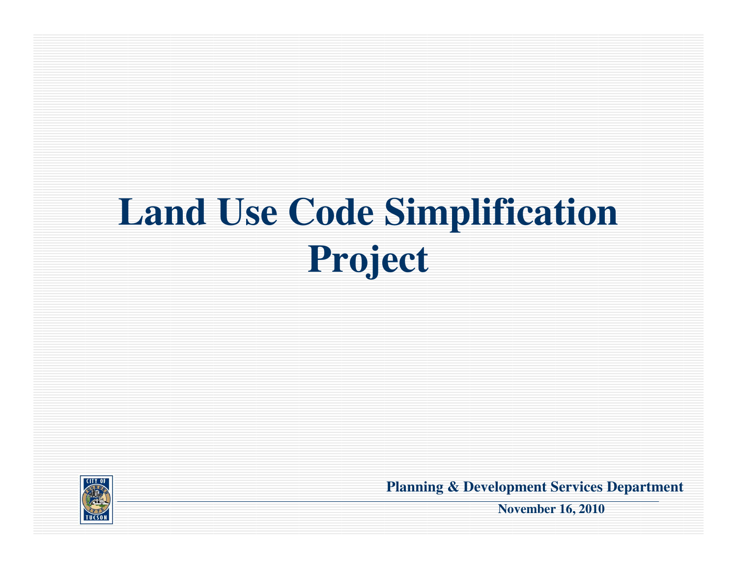# Land Use Code Simplification Project

**Planning & Development Services Department**

**November 16, 2010**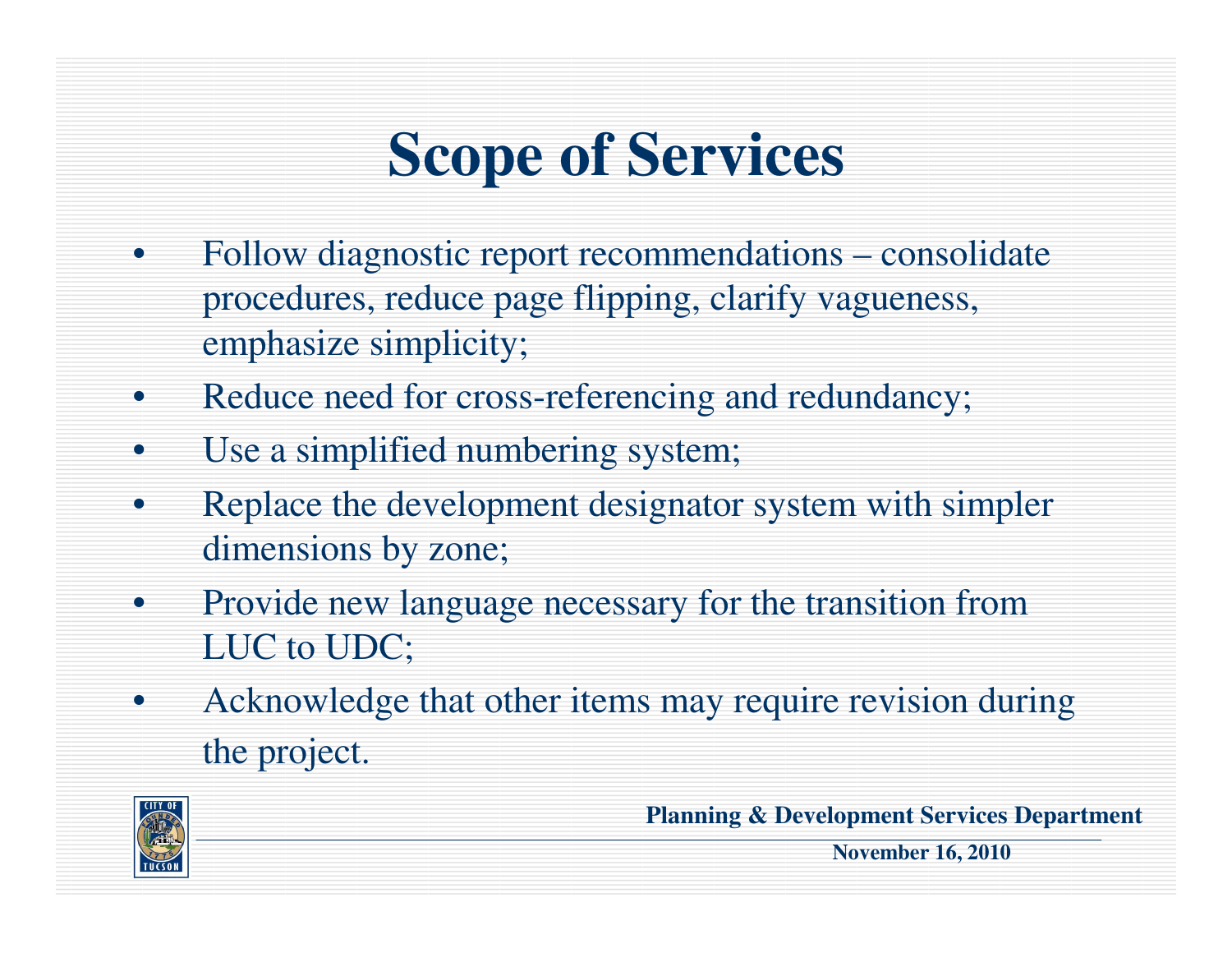# Scope of Services

- Follow diagnostic report recommendations – consolidate procedures, reduce page flipping, clarify vagueness, emphasize simplicity;
- Reduce need for cross-referencing and redundancy;
- Use a simplified numbering system;
- Replace the development designator system with simpler dimensions by zone;
- Provide new language necessary for the transition from LUC to UDC;
- Acknowledge that other items may require revision during the project.

**Planning & Development Services Department**

**November 16, 2010**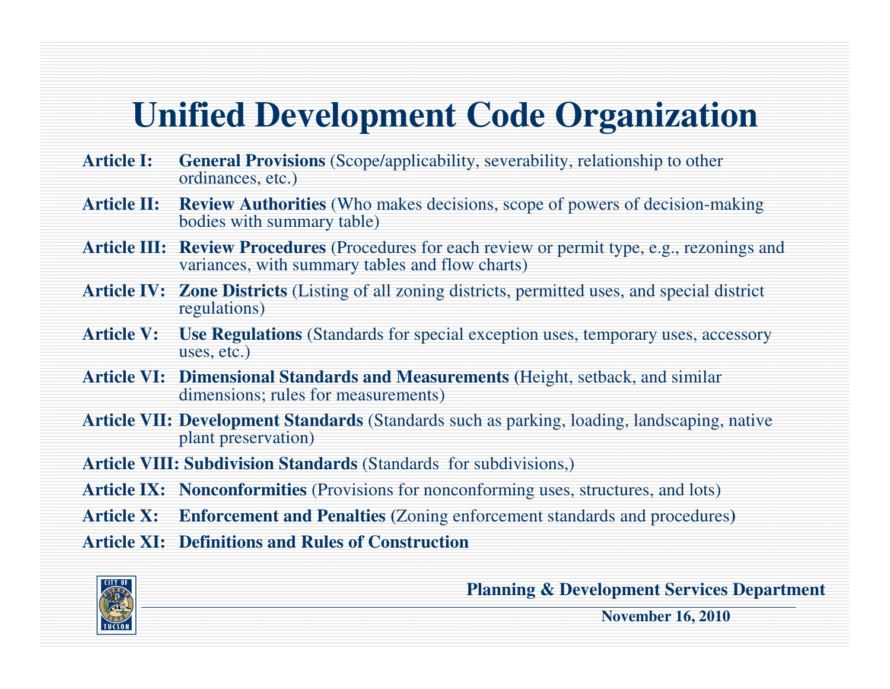# Unified Development Code Organization

**Article I:** **General Provisions** (Scope/applicability, severability, relationship to other ordinances, etc.)

**Article II:** **Review Authorities** (Who makes decisions, scope of powers of decision-making bodies with summary table)

**Article III:** **Review Procedures** (Procedures for each review or permit type, e.g., rezonings and variances, with summary tables and flow charts)

**Article IV:** **Zone Districts** (Listing of all zoning districts, permitted uses, and special district regulations)

**Article V:** **Use Regulations** (Standards for special exception uses, temporary uses, accessory uses, etc.)

**Article VI:** **Dimensional Standards and Measurements** (Height, setback, and similar dimensions; rules for measurements)

**Article VII:** **Development Standards** (Standards such as parking, loading, landscaping, native plant preservation)

**Article VIII:** **Subdivision Standards** (Standards for subdivisions,)

**Article IX:** **Nonconformities** (Provisions for nonconforming uses, structures, and lots)

**Article X:** **Enforcement and Penalties** (Zoning enforcement standards and procedures)

**Article XI:** **Definitions and Rules of Construction**

**Planning & Development Services Department**

**November 16, 2010**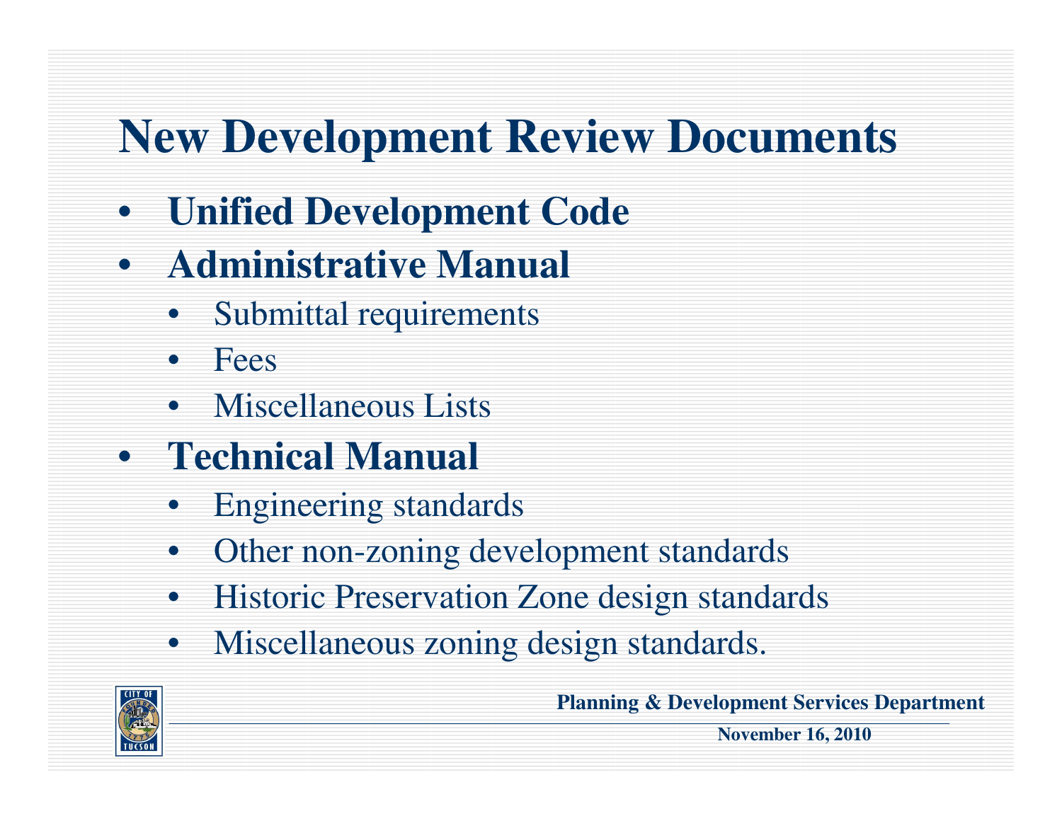# New Development Review Documents

- **Unified Development Code**
- **Administrative Manual**
  - Submittal requirements
  - Fees
  - Miscellaneous Lists
- **Technical Manual**
  - Engineering standards
  - Other non-zoning development standards
  - Historic Preservation Zone design standards
  - Miscellaneous zoning design standards.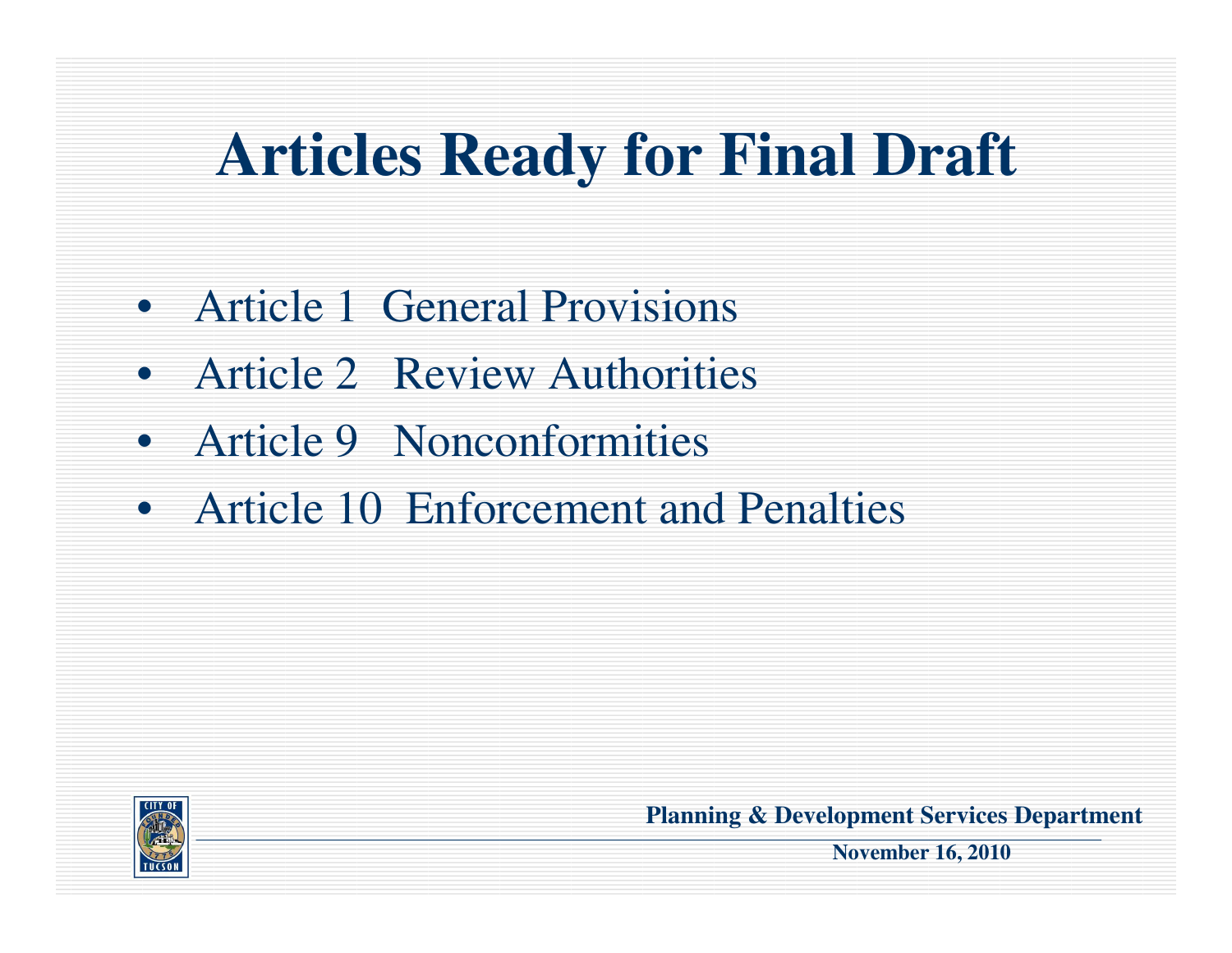# Articles Ready for Final Draft

- Article 1 General Provisions
- Article 2 Review Authorities
- Article 9 Nonconformities
- Article 10 Enforcement and Penalties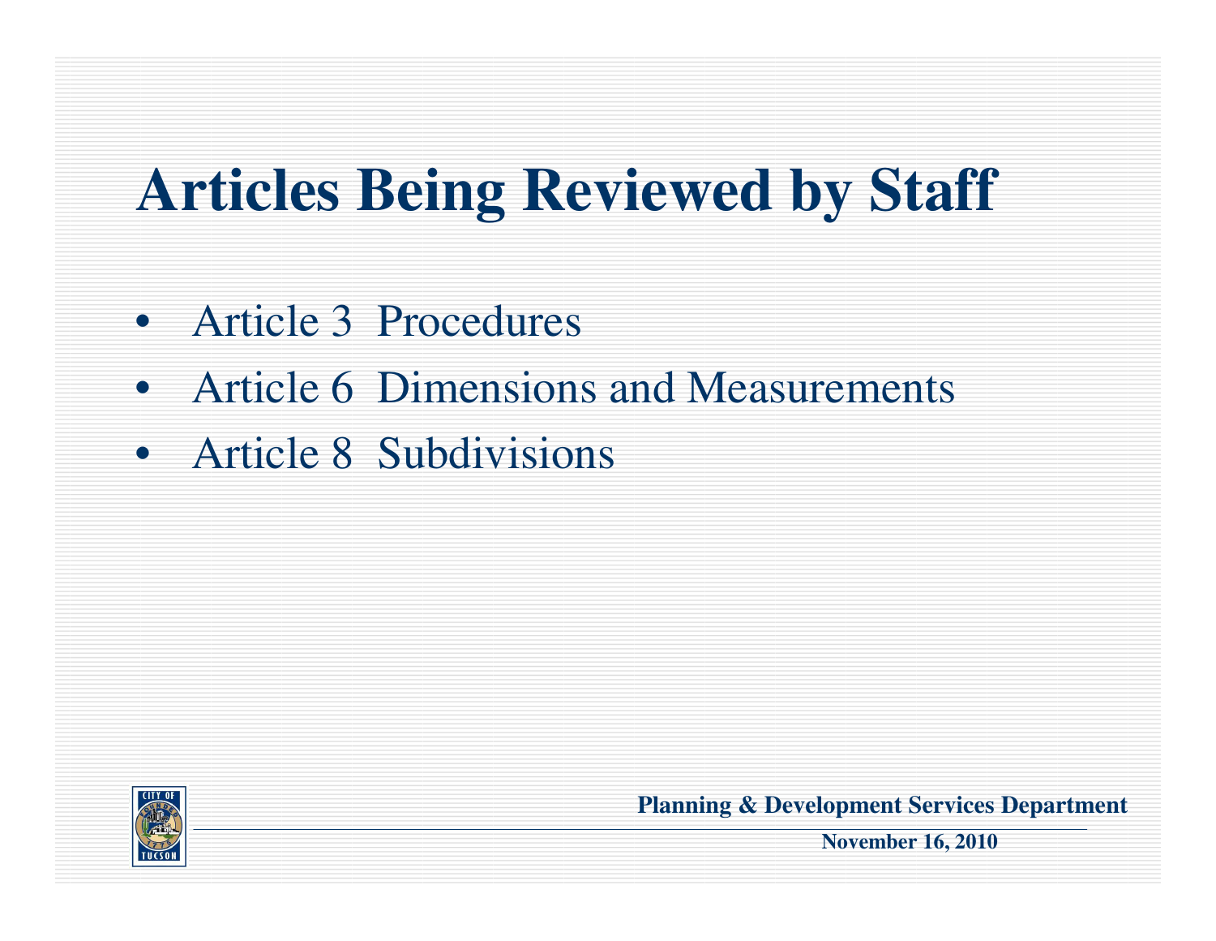# Articles Being Reviewed by Staff

- Article 3 Procedures
- Article 6 Dimensions and Measurements
- Article 8 Subdivisions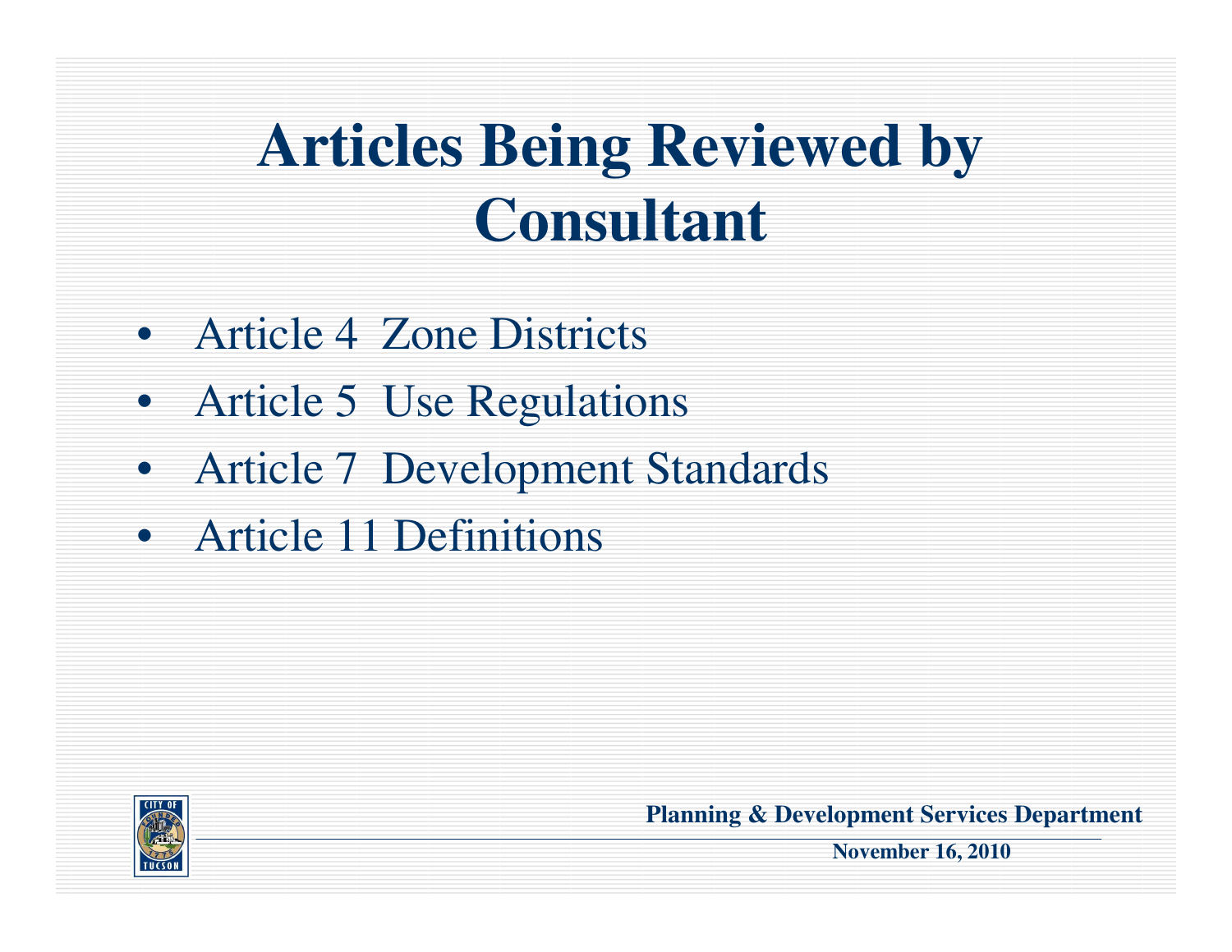# Articles Being Reviewed by Consultant

- Article 4 Zone Districts
- Article 5 Use Regulations
- Article 7 Development Standards
- Article 11 Definitions

**Planning & Development Services Department**

**November 16, 2010**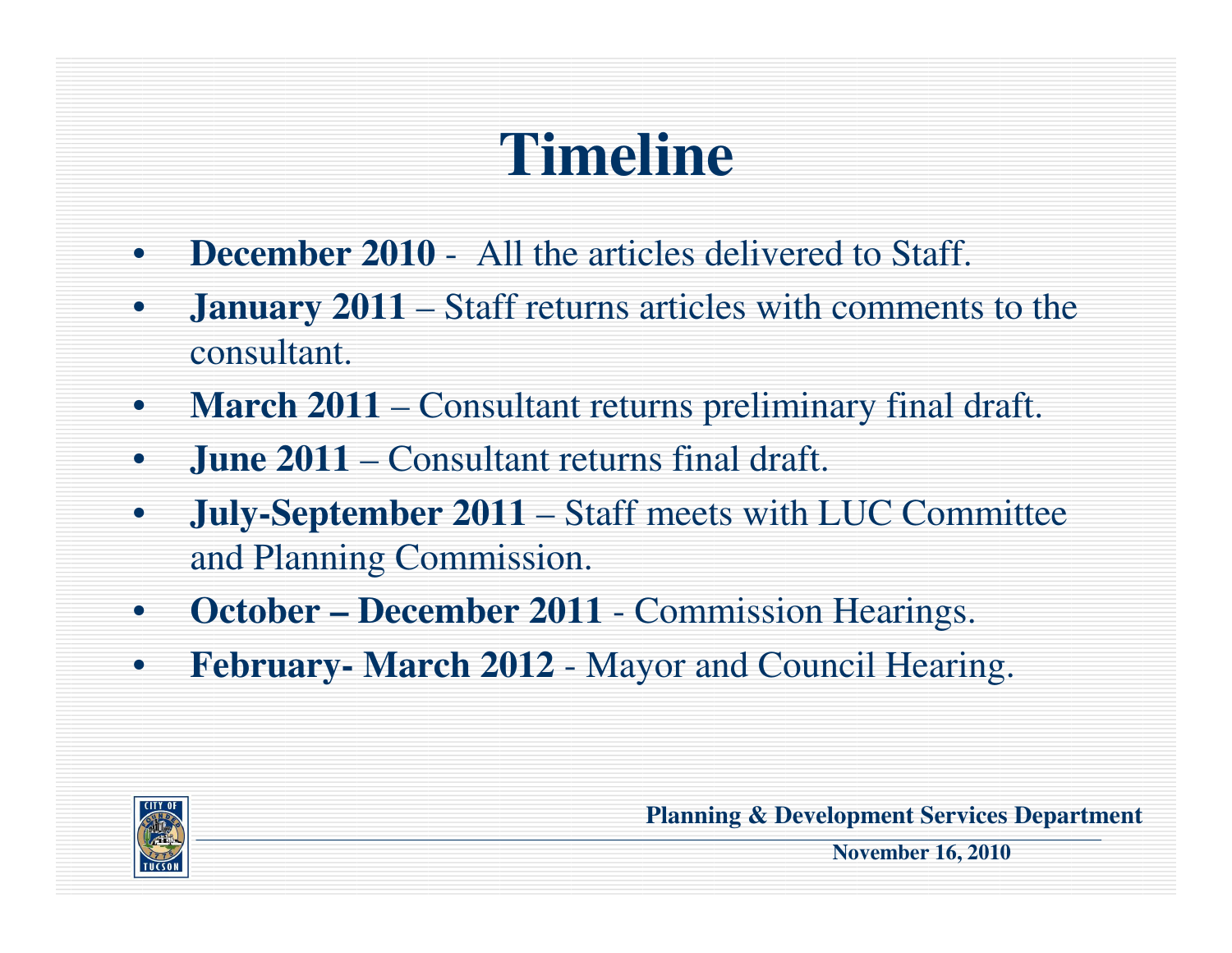# Timeline

- **December 2010** - All the articles delivered to Staff.
- **January 2011** – Staff returns articles with comments to the consultant.
- **March 2011** – Consultant returns preliminary final draft.
- **June 2011** – Consultant returns final draft.
- **July-September 2011** – Staff meets with LUC Committee and Planning Commission.
- **October – December 2011** - Commission Hearings.
- **February- March 2012** - Mayor and Council Hearing.

**Planning & Development Services Department**

**November 16, 2010**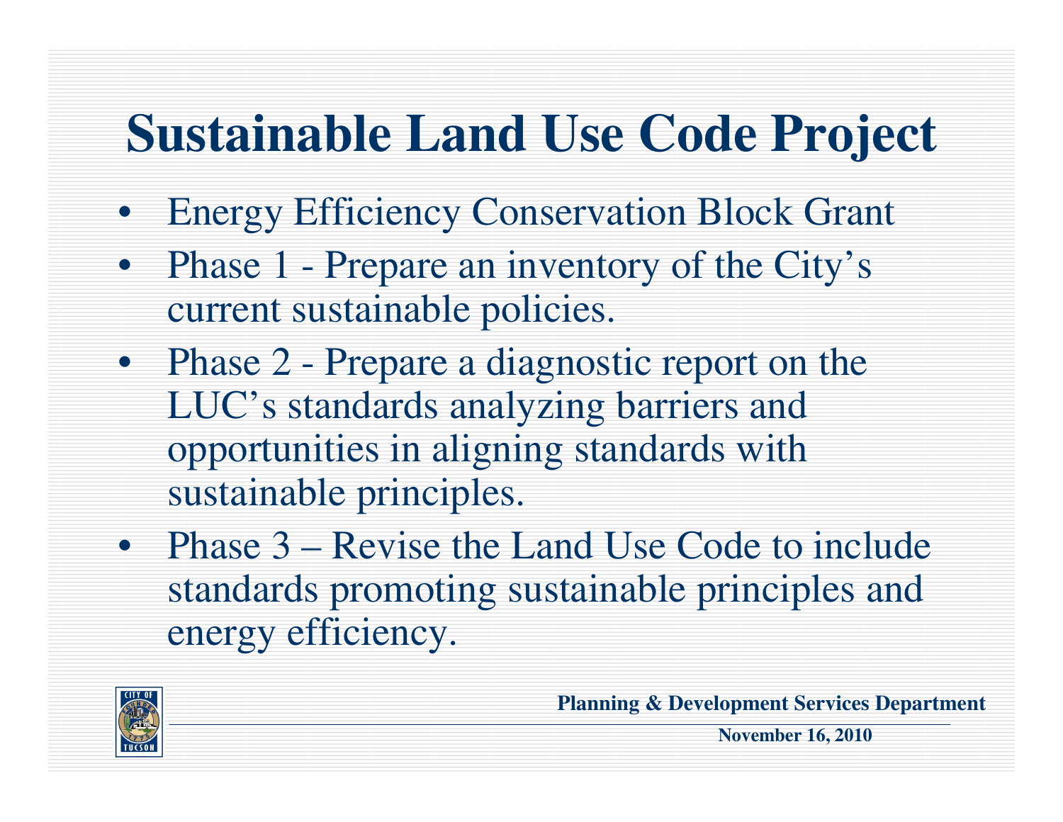# Sustainable Land Use Code Project

- Energy Efficiency Conservation Block Grant
- Phase 1 - Prepare an inventory of the City's current sustainable policies.
- Phase 2 - Prepare a diagnostic report on the LUC's standards analyzing barriers and opportunities in aligning standards with sustainable principles.
- Phase 3 – Revise the Land Use Code to include standards promoting sustainable principles and energy efficiency.

**Planning & Development Services Department**

**November 16, 2010**